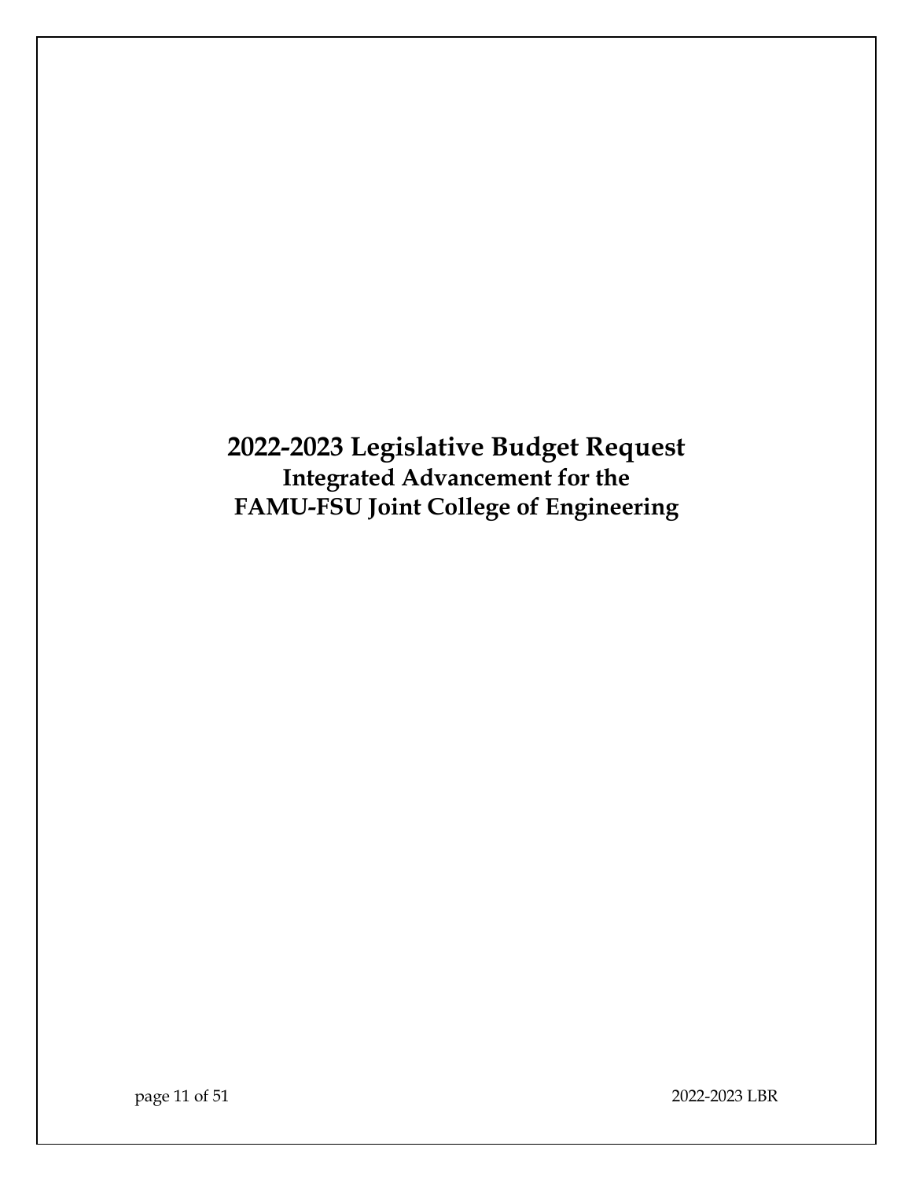# 2022-2023 Legislative Budget Request

## Integrated Advancement for the FAMU-FSU Joint College of Engineering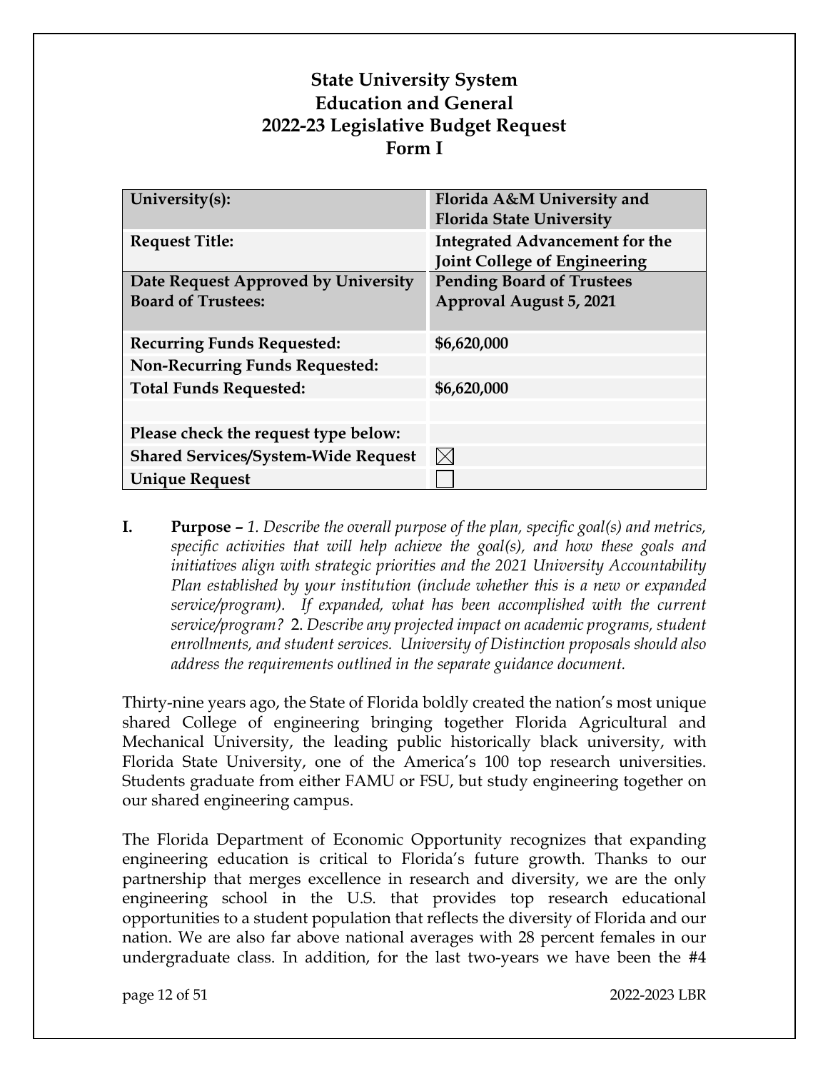# State University System
# Education and General
# 2022-23 Legislative Budget Request
# Form I

| University(s): | Florida A&M University and Florida State University |
|---|---|
| Request Title: | Integrated Advancement for the Joint College of Engineering |
| Date Request Approved by University Board of Trustees: | Pending Board of Trustees Approval August 5, 2021 |
| Recurring Funds Requested: | $6,620,000 |
| Non-Recurring Funds Requested: | |
| Total Funds Requested: | $6,620,000 |
| | |
| Please check the request type below: | |
| Shared Services/System-Wide Request | ☒ |
| Unique Request | ☐ |

**I. Purpose –** *1. Describe the overall purpose of the plan, specific goal(s) and metrics, specific activities that will help achieve the goal(s), and how these goals and initiatives align with strategic priorities and the 2021 University Accountability Plan established by your institution (include whether this is a new or expanded service/program). If expanded, what has been accomplished with the current service/program?* 2. *Describe any projected impact on academic programs, student enrollments, and student services. University of Distinction proposals should also address the requirements outlined in the separate guidance document.*

Thirty-nine years ago, the State of Florida boldly created the nation's most unique shared College of engineering bringing together Florida Agricultural and Mechanical University, the leading public historically black university, with Florida State University, one of the America's 100 top research universities. Students graduate from either FAMU or FSU, but study engineering together on our shared engineering campus.

The Florida Department of Economic Opportunity recognizes that expanding engineering education is critical to Florida's future growth. Thanks to our partnership that merges excellence in research and diversity, we are the only engineering school in the U.S. that provides top research educational opportunities to a student population that reflects the diversity of Florida and our nation. We are also far above national averages with 28 percent females in our undergraduate class. In addition, for the last two-years we have been the #4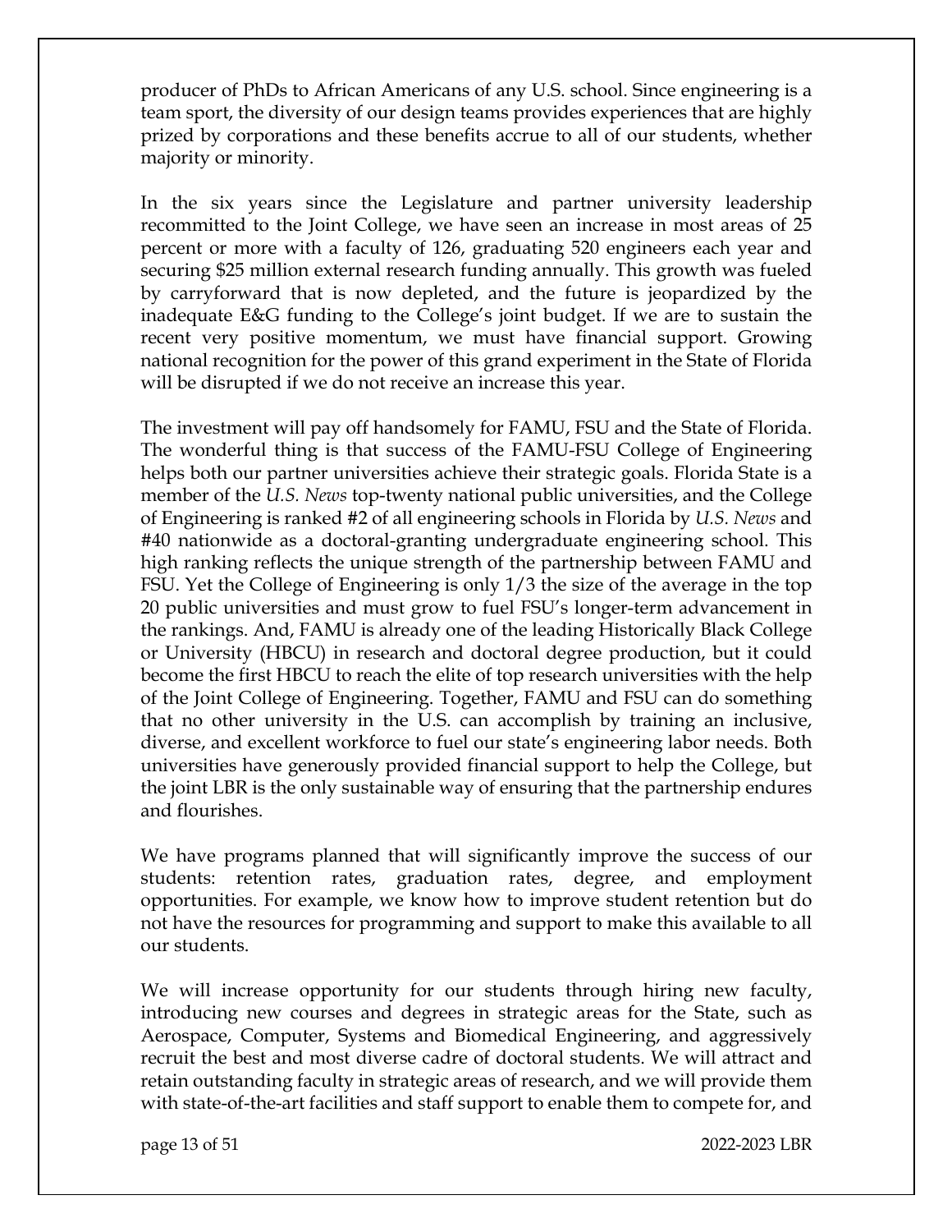producer of PhDs to African Americans of any U.S. school. Since engineering is a team sport, the diversity of our design teams provides experiences that are highly prized by corporations and these benefits accrue to all of our students, whether majority or minority.

In the six years since the Legislature and partner university leadership recommitted to the Joint College, we have seen an increase in most areas of 25 percent or more with a faculty of 126, graduating 520 engineers each year and securing $25 million external research funding annually. This growth was fueled by carryforward that is now depleted, and the future is jeopardized by the inadequate E&G funding to the College's joint budget. If we are to sustain the recent very positive momentum, we must have financial support. Growing national recognition for the power of this grand experiment in the State of Florida will be disrupted if we do not receive an increase this year.

The investment will pay off handsomely for FAMU, FSU and the State of Florida. The wonderful thing is that success of the FAMU-FSU College of Engineering helps both our partner universities achieve their strategic goals. Florida State is a member of the *U.S. News* top-twenty national public universities, and the College of Engineering is ranked #2 of all engineering schools in Florida by *U.S. News* and #40 nationwide as a doctoral-granting undergraduate engineering school. This high ranking reflects the unique strength of the partnership between FAMU and FSU. Yet the College of Engineering is only 1/3 the size of the average in the top 20 public universities and must grow to fuel FSU's longer-term advancement in the rankings. And, FAMU is already one of the leading Historically Black College or University (HBCU) in research and doctoral degree production, but it could become the first HBCU to reach the elite of top research universities with the help of the Joint College of Engineering. Together, FAMU and FSU can do something that no other university in the U.S. can accomplish by training an inclusive, diverse, and excellent workforce to fuel our state's engineering labor needs. Both universities have generously provided financial support to help the College, but the joint LBR is the only sustainable way of ensuring that the partnership endures and flourishes.

We have programs planned that will significantly improve the success of our students: retention rates, graduation rates, degree, and employment opportunities. For example, we know how to improve student retention but do not have the resources for programming and support to make this available to all our students.

We will increase opportunity for our students through hiring new faculty, introducing new courses and degrees in strategic areas for the State, such as Aerospace, Computer, Systems and Biomedical Engineering, and aggressively recruit the best and most diverse cadre of doctoral students. We will attract and retain outstanding faculty in strategic areas of research, and we will provide them with state-of-the-art facilities and staff support to enable them to compete for, and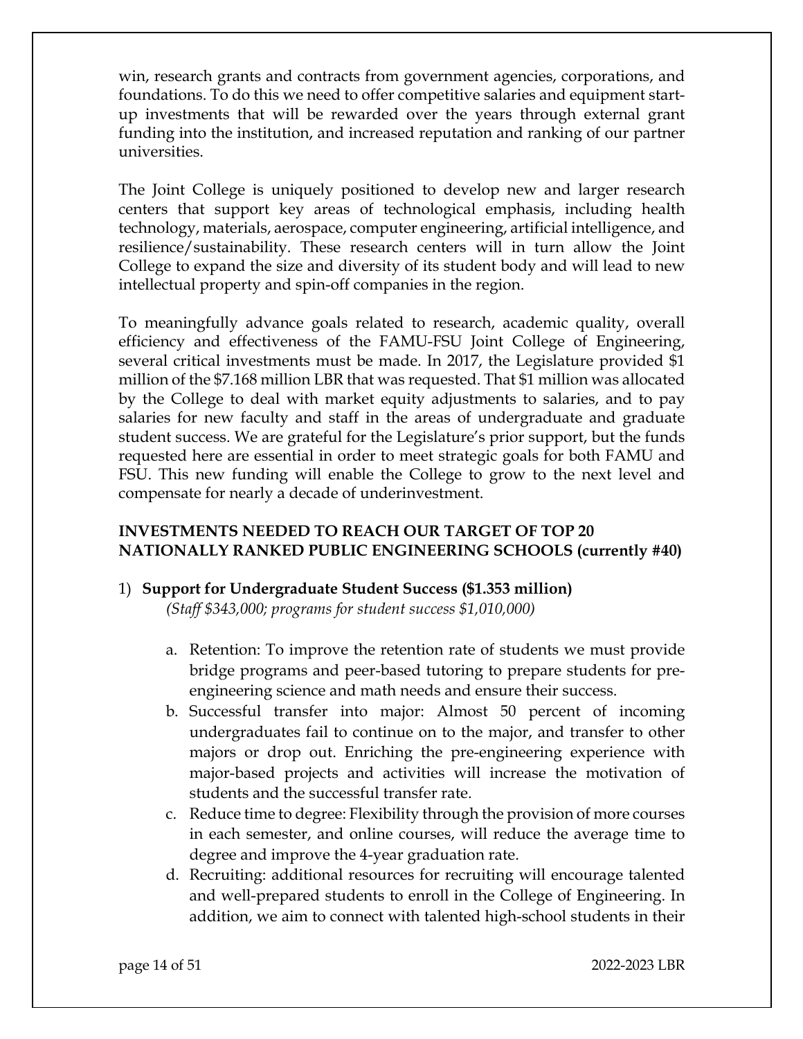win, research grants and contracts from government agencies, corporations, and foundations. To do this we need to offer competitive salaries and equipment start-up investments that will be rewarded over the years through external grant funding into the institution, and increased reputation and ranking of our partner universities.

The Joint College is uniquely positioned to develop new and larger research centers that support key areas of technological emphasis, including health technology, materials, aerospace, computer engineering, artificial intelligence, and resilience/sustainability. These research centers will in turn allow the Joint College to expand the size and diversity of its student body and will lead to new intellectual property and spin-off companies in the region.

To meaningfully advance goals related to research, academic quality, overall efficiency and effectiveness of the FAMU-FSU Joint College of Engineering, several critical investments must be made. In 2017, the Legislature provided $1 million of the $7.168 million LBR that was requested. That $1 million was allocated by the College to deal with market equity adjustments to salaries, and to pay salaries for new faculty and staff in the areas of undergraduate and graduate student success. We are grateful for the Legislature's prior support, but the funds requested here are essential in order to meet strategic goals for both FAMU and FSU. This new funding will enable the College to grow to the next level and compensate for nearly a decade of underinvestment.

**INVESTMENTS NEEDED TO REACH OUR TARGET OF TOP 20 NATIONALLY RANKED PUBLIC ENGINEERING SCHOOLS (currently #40)**

1) **Support for Undergraduate Student Success ($1.353 million)**
   *(Staff $343,000; programs for student success $1,010,000)*

   a. Retention: To improve the retention rate of students we must provide bridge programs and peer-based tutoring to prepare students for pre-engineering science and math needs and ensure their success.
   b. Successful transfer into major: Almost 50 percent of incoming undergraduates fail to continue on to the major, and transfer to other majors or drop out. Enriching the pre-engineering experience with major-based projects and activities will increase the motivation of students and the successful transfer rate.
   c. Reduce time to degree: Flexibility through the provision of more courses in each semester, and online courses, will reduce the average time to degree and improve the 4-year graduation rate.
   d. Recruiting: additional resources for recruiting will encourage talented and well-prepared students to enroll in the College of Engineering. In addition, we aim to connect with talented high-school students in their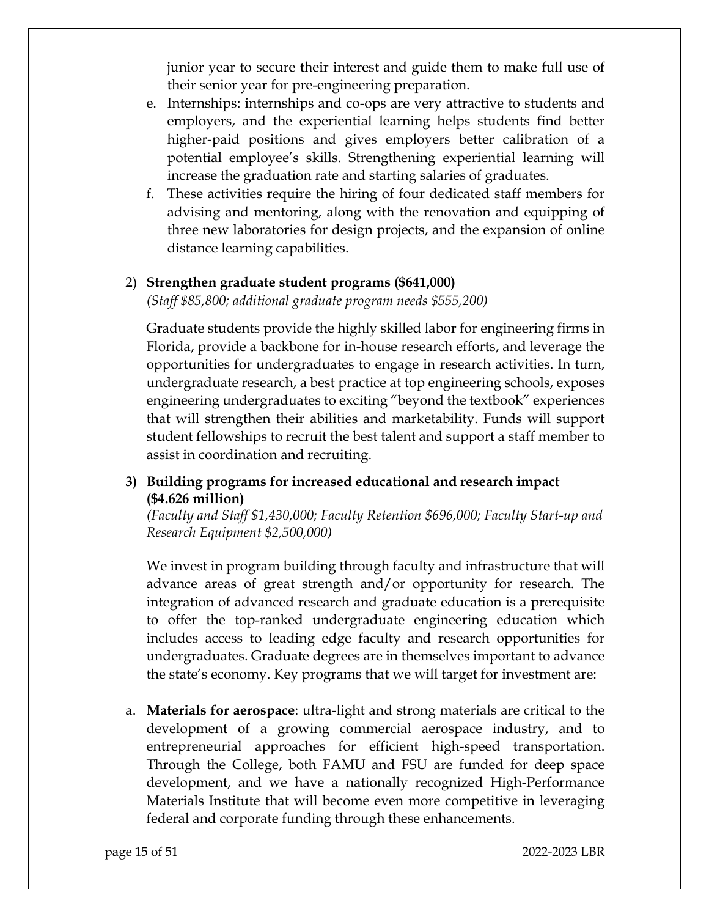junior year to secure their interest and guide them to make full use of their senior year for pre-engineering preparation.

e. Internships: internships and co-ops are very attractive to students and employers, and the experiential learning helps students find better higher-paid positions and gives employers better calibration of a potential employee's skills. Strengthening experiential learning will increase the graduation rate and starting salaries of graduates.
f. These activities require the hiring of four dedicated staff members for advising and mentoring, along with the renovation and equipping of three new laboratories for design projects, and the expansion of online distance learning capabilities.

2) **Strengthen graduate student programs ($641,000)**
*(Staff $85,800; additional graduate program needs $555,200)*

Graduate students provide the highly skilled labor for engineering firms in Florida, provide a backbone for in-house research efforts, and leverage the opportunities for undergraduates to engage in research activities. In turn, undergraduate research, a best practice at top engineering schools, exposes engineering undergraduates to exciting "beyond the textbook" experiences that will strengthen their abilities and marketability. Funds will support student fellowships to recruit the best talent and support a staff member to assist in coordination and recruiting.

**3) Building programs for increased educational and research impact ($4.626 million)**
*(Faculty and Staff $1,430,000; Faculty Retention $696,000; Faculty Start-up and Research Equipment $2,500,000)*

We invest in program building through faculty and infrastructure that will advance areas of great strength and/or opportunity for research. The integration of advanced research and graduate education is a prerequisite to offer the top-ranked undergraduate engineering education which includes access to leading edge faculty and research opportunities for undergraduates. Graduate degrees are in themselves important to advance the state's economy. Key programs that we will target for investment are:

a. **Materials for aerospace**: ultra-light and strong materials are critical to the development of a growing commercial aerospace industry, and to entrepreneurial approaches for efficient high-speed transportation. Through the College, both FAMU and FSU are funded for deep space development, and we have a nationally recognized High-Performance Materials Institute that will become even more competitive in leveraging federal and corporate funding through these enhancements.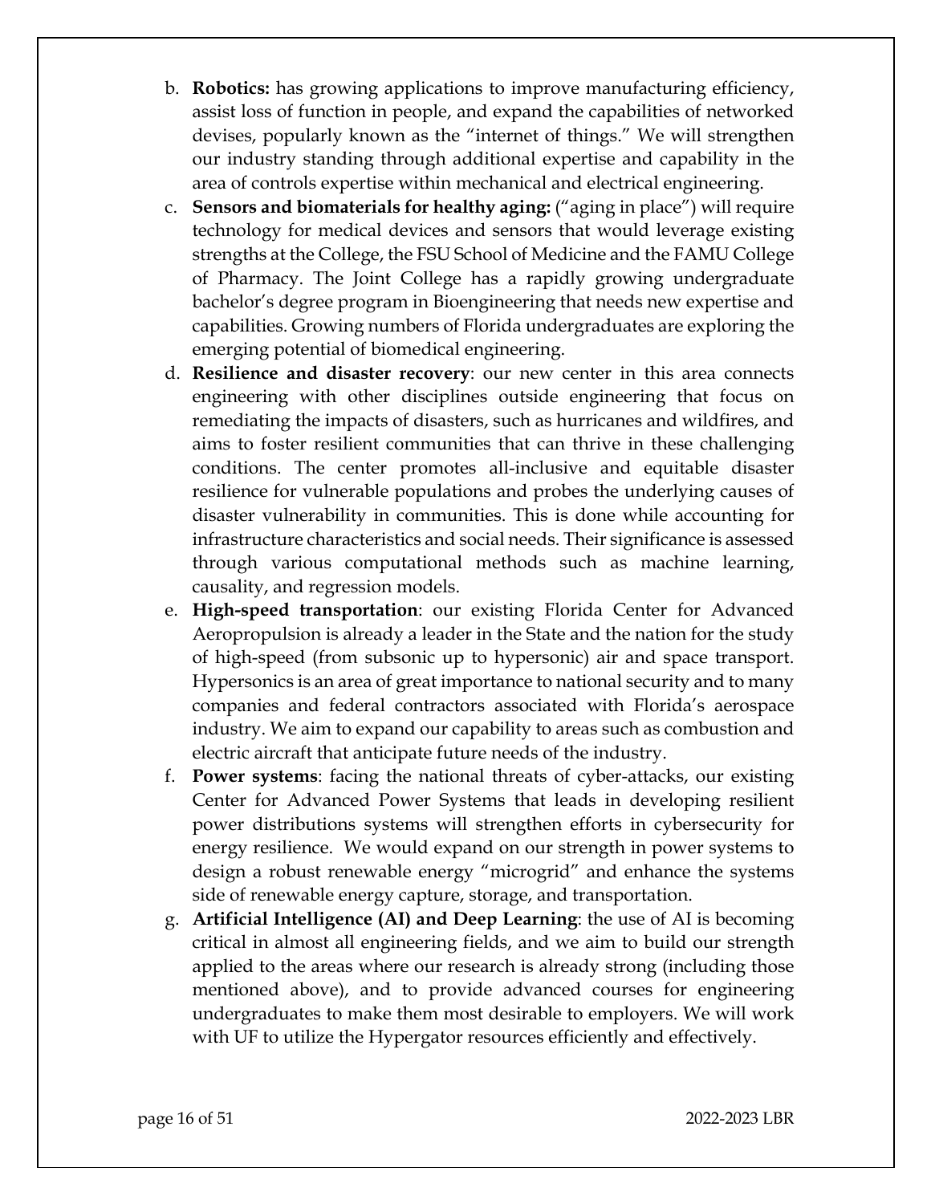b. **Robotics:** has growing applications to improve manufacturing efficiency, assist loss of function in people, and expand the capabilities of networked devises, popularly known as the "internet of things." We will strengthen our industry standing through additional expertise and capability in the area of controls expertise within mechanical and electrical engineering.

c. **Sensors and biomaterials for healthy aging:** ("aging in place") will require technology for medical devices and sensors that would leverage existing strengths at the College, the FSU School of Medicine and the FAMU College of Pharmacy. The Joint College has a rapidly growing undergraduate bachelor's degree program in Bioengineering that needs new expertise and capabilities. Growing numbers of Florida undergraduates are exploring the emerging potential of biomedical engineering.

d. **Resilience and disaster recovery**: our new center in this area connects engineering with other disciplines outside engineering that focus on remediating the impacts of disasters, such as hurricanes and wildfires, and aims to foster resilient communities that can thrive in these challenging conditions. The center promotes all-inclusive and equitable disaster resilience for vulnerable populations and probes the underlying causes of disaster vulnerability in communities. This is done while accounting for infrastructure characteristics and social needs. Their significance is assessed through various computational methods such as machine learning, causality, and regression models.

e. **High-speed transportation**: our existing Florida Center for Advanced Aeropropulsion is already a leader in the State and the nation for the study of high-speed (from subsonic up to hypersonic) air and space transport. Hypersonics is an area of great importance to national security and to many companies and federal contractors associated with Florida's aerospace industry. We aim to expand our capability to areas such as combustion and electric aircraft that anticipate future needs of the industry.

f. **Power systems**: facing the national threats of cyber-attacks, our existing Center for Advanced Power Systems that leads in developing resilient power distributions systems will strengthen efforts in cybersecurity for energy resilience. We would expand on our strength in power systems to design a robust renewable energy "microgrid" and enhance the systems side of renewable energy capture, storage, and transportation.

g. **Artificial Intelligence (AI) and Deep Learning**: the use of AI is becoming critical in almost all engineering fields, and we aim to build our strength applied to the areas where our research is already strong (including those mentioned above), and to provide advanced courses for engineering undergraduates to make them most desirable to employers. We will work with UF to utilize the Hypergator resources efficiently and effectively.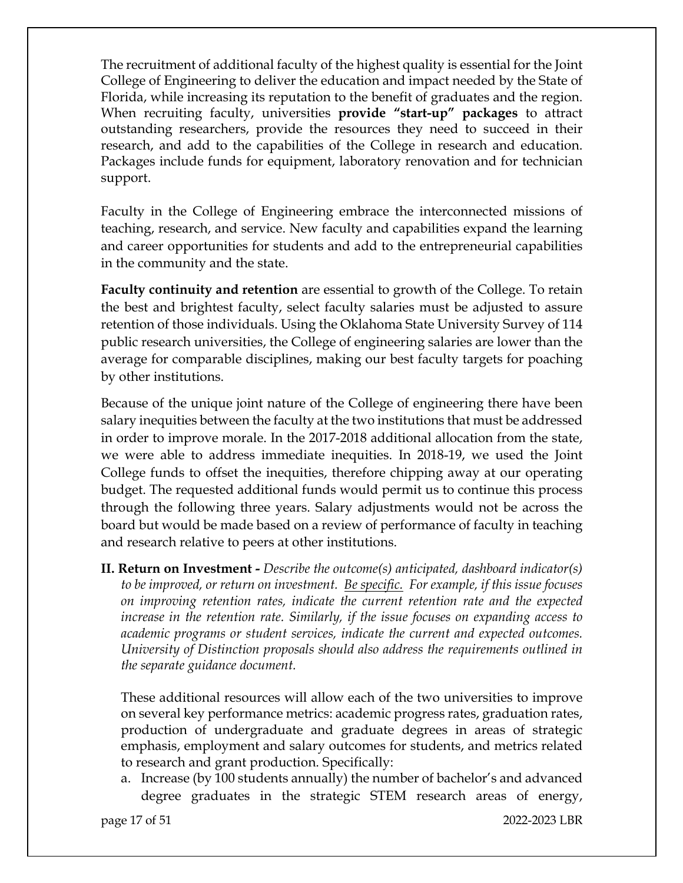The recruitment of additional faculty of the highest quality is essential for the Joint College of Engineering to deliver the education and impact needed by the State of Florida, while increasing its reputation to the benefit of graduates and the region. When recruiting faculty, universities **provide "start-up" packages** to attract outstanding researchers, provide the resources they need to succeed in their research, and add to the capabilities of the College in research and education. Packages include funds for equipment, laboratory renovation and for technician support.

Faculty in the College of Engineering embrace the interconnected missions of teaching, research, and service. New faculty and capabilities expand the learning and career opportunities for students and add to the entrepreneurial capabilities in the community and the state.

**Faculty continuity and retention** are essential to growth of the College. To retain the best and brightest faculty, select faculty salaries must be adjusted to assure retention of those individuals. Using the Oklahoma State University Survey of 114 public research universities, the College of engineering salaries are lower than the average for comparable disciplines, making our best faculty targets for poaching by other institutions.

Because of the unique joint nature of the College of engineering there have been salary inequities between the faculty at the two institutions that must be addressed in order to improve morale. In the 2017-2018 additional allocation from the state, we were able to address immediate inequities. In 2018-19, we used the Joint College funds to offset the inequities, therefore chipping away at our operating budget. The requested additional funds would permit us to continue this process through the following three years. Salary adjustments would not be across the board but would be made based on a review of performance of faculty in teaching and research relative to peers at other institutions.

**II. Return on Investment -** *Describe the outcome(s) anticipated, dashboard indicator(s) to be improved, or return on investment. Be specific. For example, if this issue focuses on improving retention rates, indicate the current retention rate and the expected increase in the retention rate. Similarly, if the issue focuses on expanding access to academic programs or student services, indicate the current and expected outcomes. University of Distinction proposals should also address the requirements outlined in the separate guidance document.*

These additional resources will allow each of the two universities to improve on several key performance metrics: academic progress rates, graduation rates, production of undergraduate and graduate degrees in areas of strategic emphasis, employment and salary outcomes for students, and metrics related to research and grant production. Specifically:

a. Increase (by 100 students annually) the number of bachelor's and advanced degree graduates in the strategic STEM research areas of energy,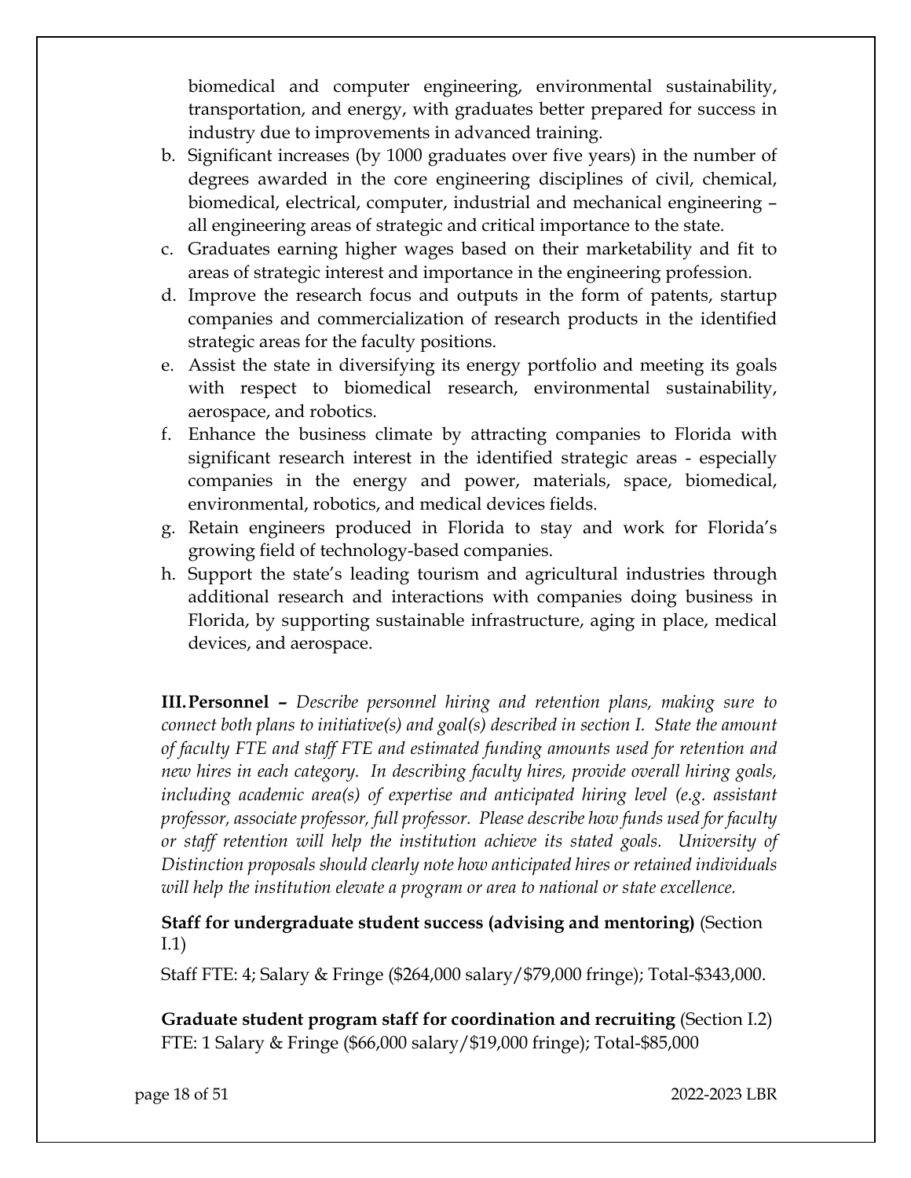biomedical and computer engineering, environmental sustainability, transportation, and energy, with graduates better prepared for success in industry due to improvements in advanced training.

b. Significant increases (by 1000 graduates over five years) in the number of degrees awarded in the core engineering disciplines of civil, chemical, biomedical, electrical, computer, industrial and mechanical engineering – all engineering areas of strategic and critical importance to the state.
c. Graduates earning higher wages based on their marketability and fit to areas of strategic interest and importance in the engineering profession.
d. Improve the research focus and outputs in the form of patents, startup companies and commercialization of research products in the identified strategic areas for the faculty positions.
e. Assist the state in diversifying its energy portfolio and meeting its goals with respect to biomedical research, environmental sustainability, aerospace, and robotics.
f. Enhance the business climate by attracting companies to Florida with significant research interest in the identified strategic areas - especially companies in the energy and power, materials, space, biomedical, environmental, robotics, and medical devices fields.
g. Retain engineers produced in Florida to stay and work for Florida's growing field of technology-based companies.
h. Support the state's leading tourism and agricultural industries through additional research and interactions with companies doing business in Florida, by supporting sustainable infrastructure, aging in place, medical devices, and aerospace.

**III. Personnel –** *Describe personnel hiring and retention plans, making sure to connect both plans to initiative(s) and goal(s) described in section I. State the amount of faculty FTE and staff FTE and estimated funding amounts used for retention and new hires in each category. In describing faculty hires, provide overall hiring goals, including academic area(s) of expertise and anticipated hiring level (e.g. assistant professor, associate professor, full professor. Please describe how funds used for faculty or staff retention will help the institution achieve its stated goals. University of Distinction proposals should clearly note how anticipated hires or retained individuals will help the institution elevate a program or area to national or state excellence.*

**Staff for undergraduate student success (advising and mentoring)** (Section I.1)

Staff FTE: 4; Salary & Fringe ($264,000 salary/$79,000 fringe); Total-$343,000.

**Graduate student program staff for coordination and recruiting** (Section I.2)
FTE: 1 Salary & Fringe ($66,000 salary/$19,000 fringe); Total-$85,000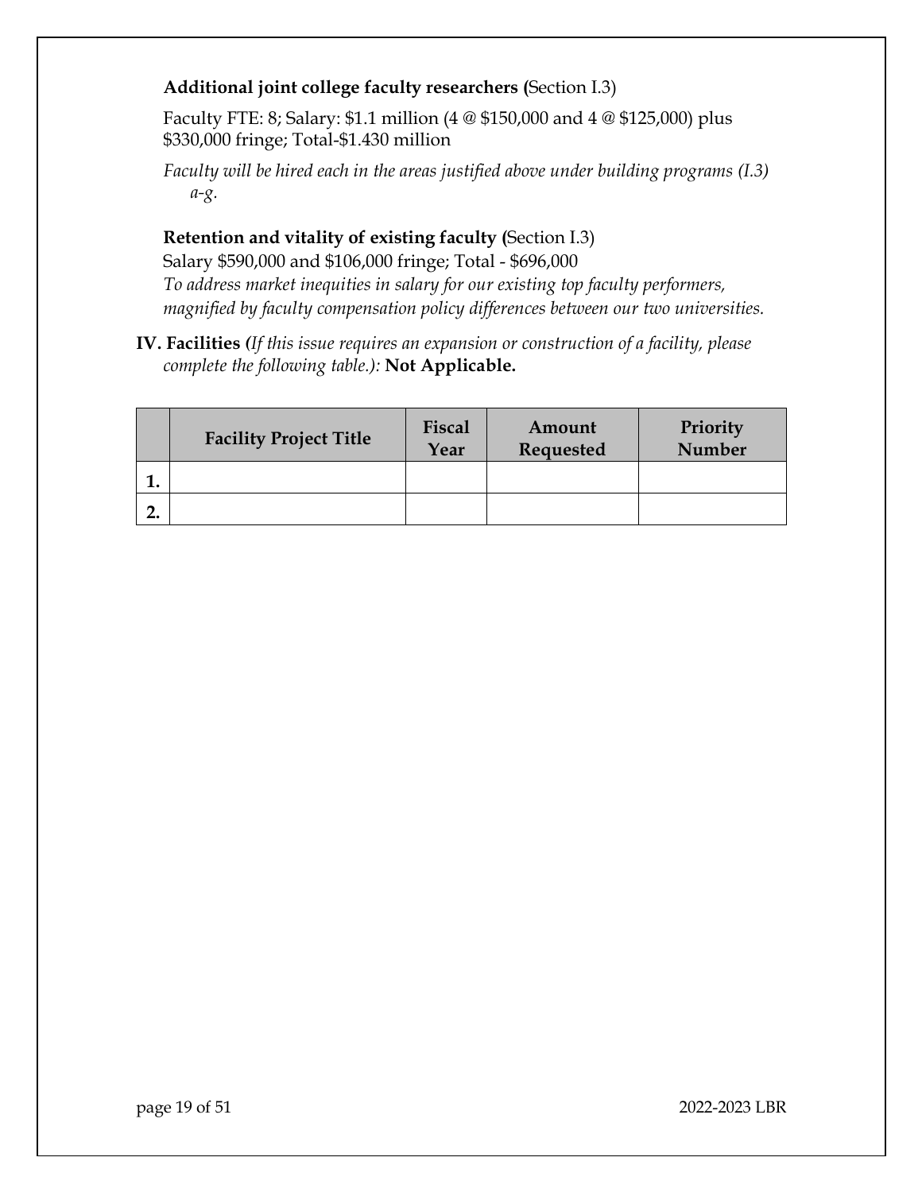**Additional joint college faculty researchers (**Section I.3)

Faculty FTE: 8; Salary: $1.1 million (4 @ $150,000 and 4 @ $125,000) plus $330,000 fringe; Total-$1.430 million

*Faculty will be hired each in the areas justified above under building programs (I.3) a-g.*

**Retention and vitality of existing faculty (**Section I.3)

Salary $590,000 and $106,000 fringe; Total - $696,000

*To address market inequities in salary for our existing top faculty performers, magnified by faculty compensation policy differences between our two universities.*

**IV. Facilities (***If this issue requires an expansion or construction of a facility, please complete the following table.):* **Not Applicable.**

| | Facility Project Title | Fiscal Year | Amount Requested | Priority Number |
|---|---|---|---|---|
| **1.** | | | | |
| **2.** | | | | |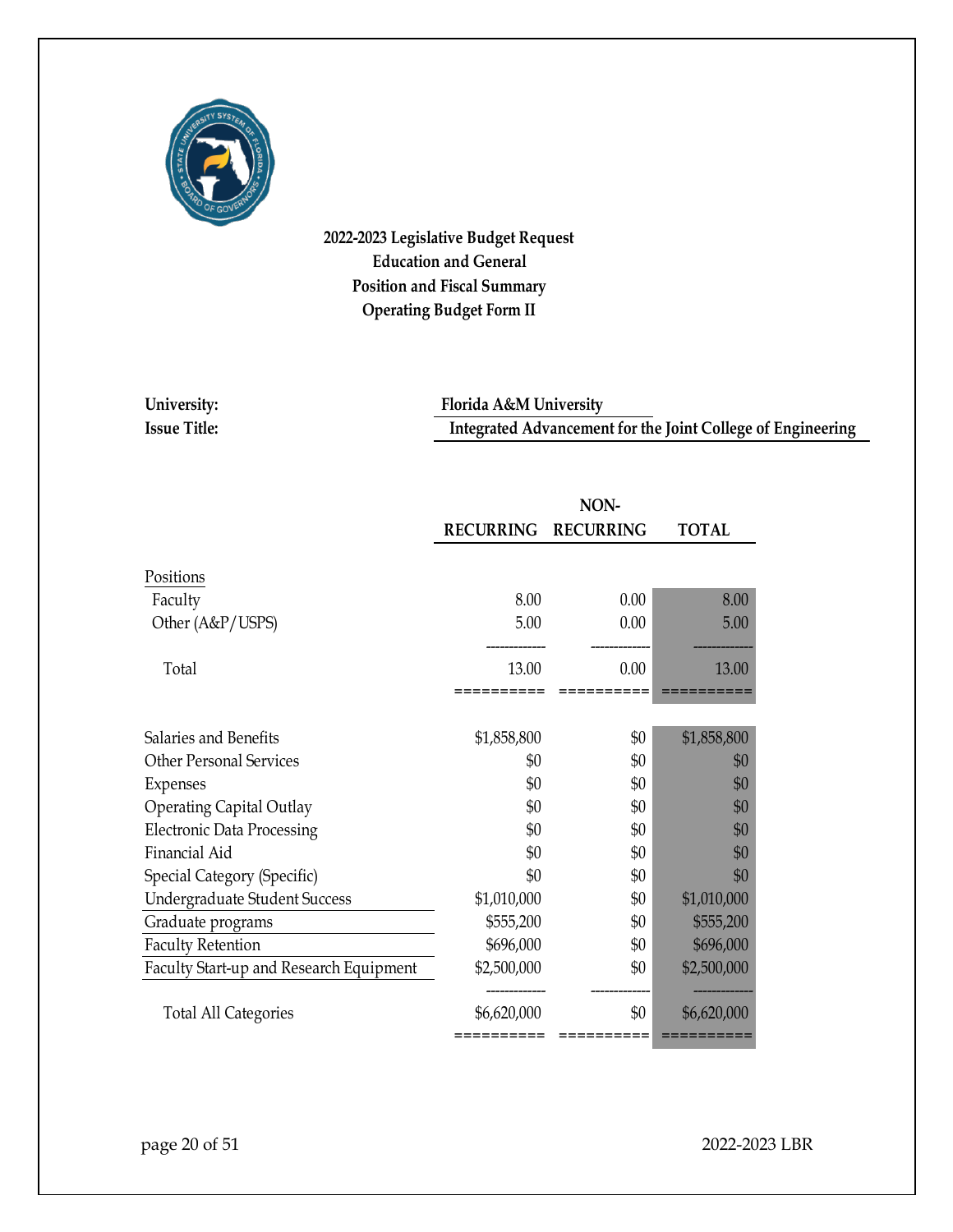**2022-2023 Legislative Budget Request**
**Education and General**
**Position and Fiscal Summary**
**Operating Budget Form II**

**University:** Florida A&M University
**Issue Title:** Integrated Advancement for the Joint College of Engineering

| | RECURRING | NON-RECURRING | TOTAL |
|---|---|---|---|
| Positions | | | |
| Faculty | 8.00 | 0.00 | 8.00 |
| Other (A&P/USPS) | 5.00 | 0.00 | 5.00 |
| Total | 13.00 | 0.00 | 13.00 |
| | | | |
| Salaries and Benefits | $1,858,800 | $0 | $1,858,800 |
| Other Personal Services | $0 | $0 | $0 |
| Expenses | $0 | $0 | $0 |
| Operating Capital Outlay | $0 | $0 | $0 |
| Electronic Data Processing | $0 | $0 | $0 |
| Financial Aid | $0 | $0 | $0 |
| Special Category (Specific) | $0 | $0 | $0 |
| Undergraduate Student Success | $1,010,000 | $0 | $1,010,000 |
| Graduate programs | $555,200 | $0 | $555,200 |
| Faculty Retention | $696,000 | $0 | $696,000 |
| Faculty Start-up and Research Equipment | $2,500,000 | $0 | $2,500,000 |
| Total All Categories | $6,620,000 | $0 | $6,620,000 |